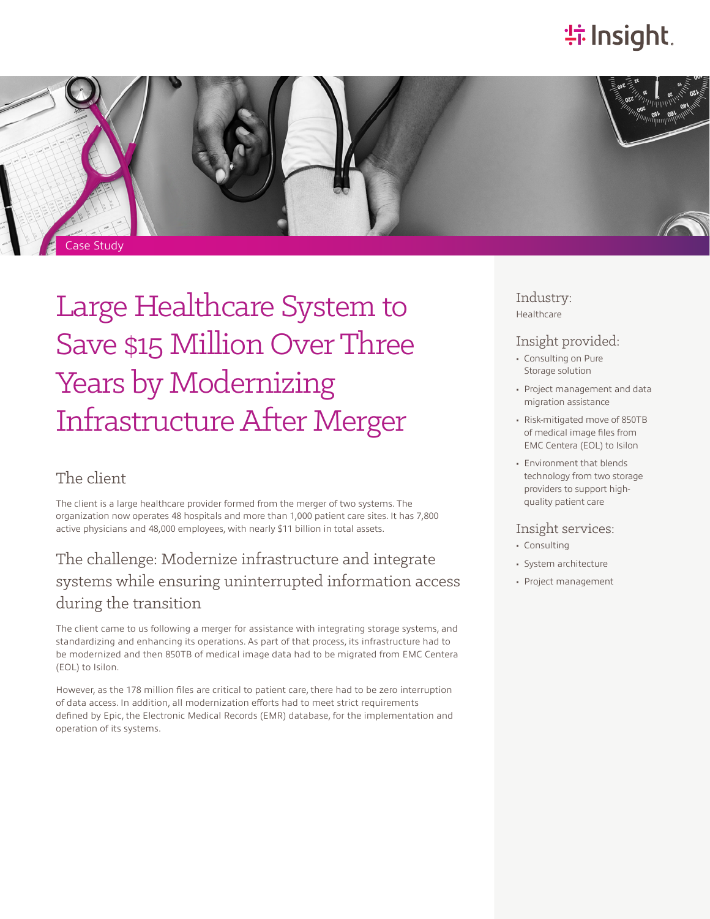Case Study

# Large Healthcare System to Save $15 Million Over Three Years by Modernizing Infrastructure After Merger

## The client

The client is a large healthcare provider formed from the merger of two systems. The organization now operates 48 hospitals and more than 1,000 patient care sites. It has 7,800 active physicians and 48,000 employees, with nearly $11 billion in total assets.

## The challenge: Modernize infrastructure and integrate systems while ensuring uninterrupted information access during the transition

The client came to us following a merger for assistance with integrating storage systems, and standardizing and enhancing its operations. As part of that process, its infrastructure had to be modernized and then 850TB of medical image data had to be migrated from EMC Centera (EOL) to Isilon.

However, as the 178 million files are critical to patient care, there had to be zero interruption of data access. In addition, all modernization efforts had to meet strict requirements defined by Epic, the Electronic Medical Records (EMR) database, for the implementation and operation of its systems.

### Industry:

Healthcare

### Insight provided:

- Consulting on Pure Storage solution
- Project management and data migration assistance
- Risk-mitigated move of 850TB of medical image files from EMC Centera (EOL) to Isilon
- Environment that blends technology from two storage providers to support high-quality patient care

### Insight services:

- Consulting
- System architecture
- Project management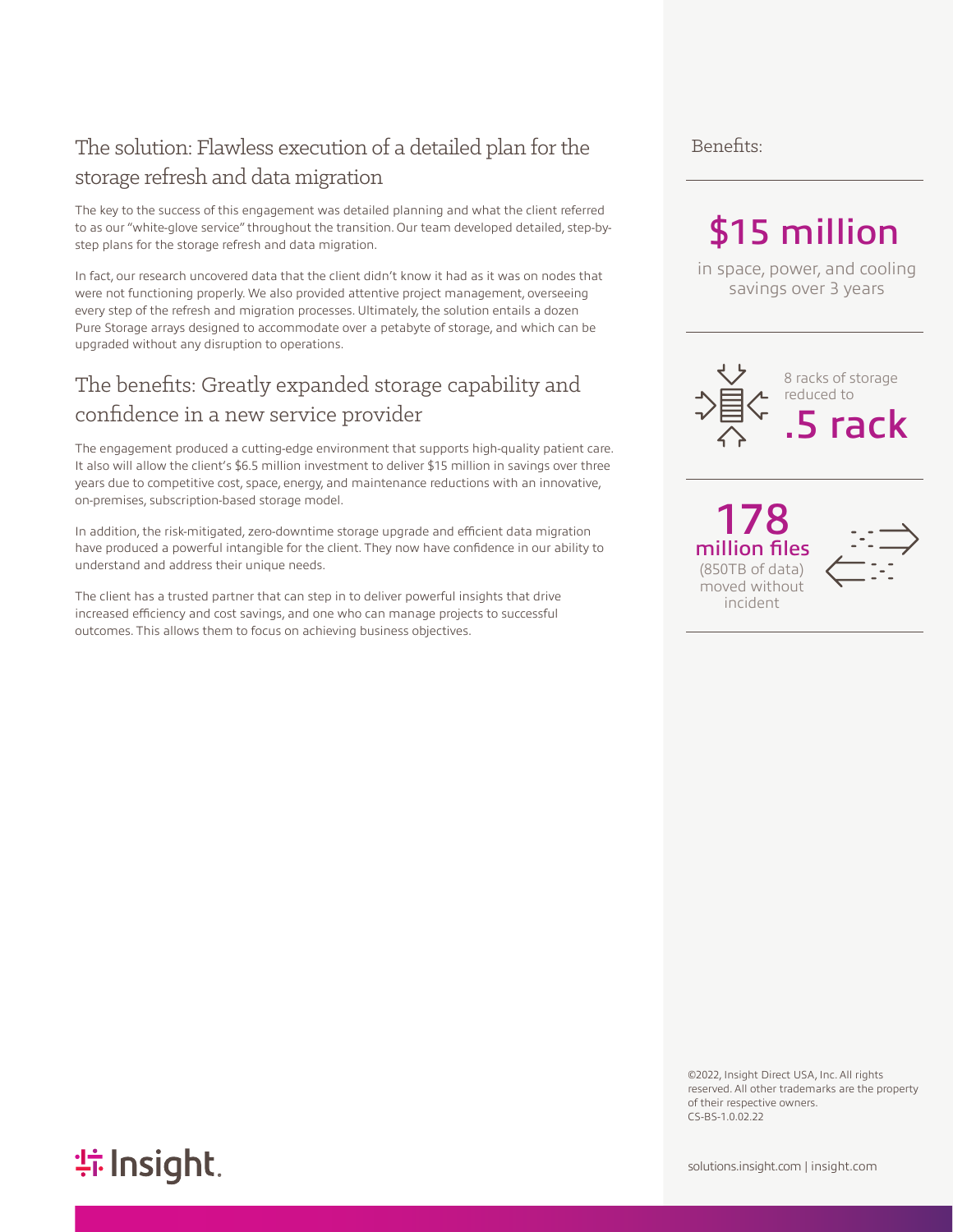## The solution: Flawless execution of a detailed plan for the storage refresh and data migration

The key to the success of this engagement was detailed planning and what the client referred to as our "white-glove service" throughout the transition. Our team developed detailed, step-by-step plans for the storage refresh and data migration.

In fact, our research uncovered data that the client didn't know it had as it was on nodes that were not functioning properly. We also provided attentive project management, overseeing every step of the refresh and migration processes. Ultimately, the solution entails a dozen Pure Storage arrays designed to accommodate over a petabyte of storage, and which can be upgraded without any disruption to operations.

## The benefits: Greatly expanded storage capability and confidence in a new service provider

The engagement produced a cutting-edge environment that supports high-quality patient care. It also will allow the client's $6.5 million investment to deliver $15 million in savings over three years due to competitive cost, space, energy, and maintenance reductions with an innovative, on-premises, subscription-based storage model.

In addition, the risk-mitigated, zero-downtime storage upgrade and efficient data migration have produced a powerful intangible for the client. They now have confidence in our ability to understand and address their unique needs.

The client has a trusted partner that can step in to deliver powerful insights that drive increased efficiency and cost savings, and one who can manage projects to successful outcomes. This allows them to focus on achieving business objectives.

Benefits:

**$15 million**

in space, power, and cooling savings over 3 years

8 racks of storage reduced to

**.5 rack**

**178 million files**

(850TB of data) moved without incident

©2022, Insight Direct USA, Inc. All rights reserved. All other trademarks are the property of their respective owners.
CS-BS-1.0.02.22

Insight.

solutions.insight.com | insight.com